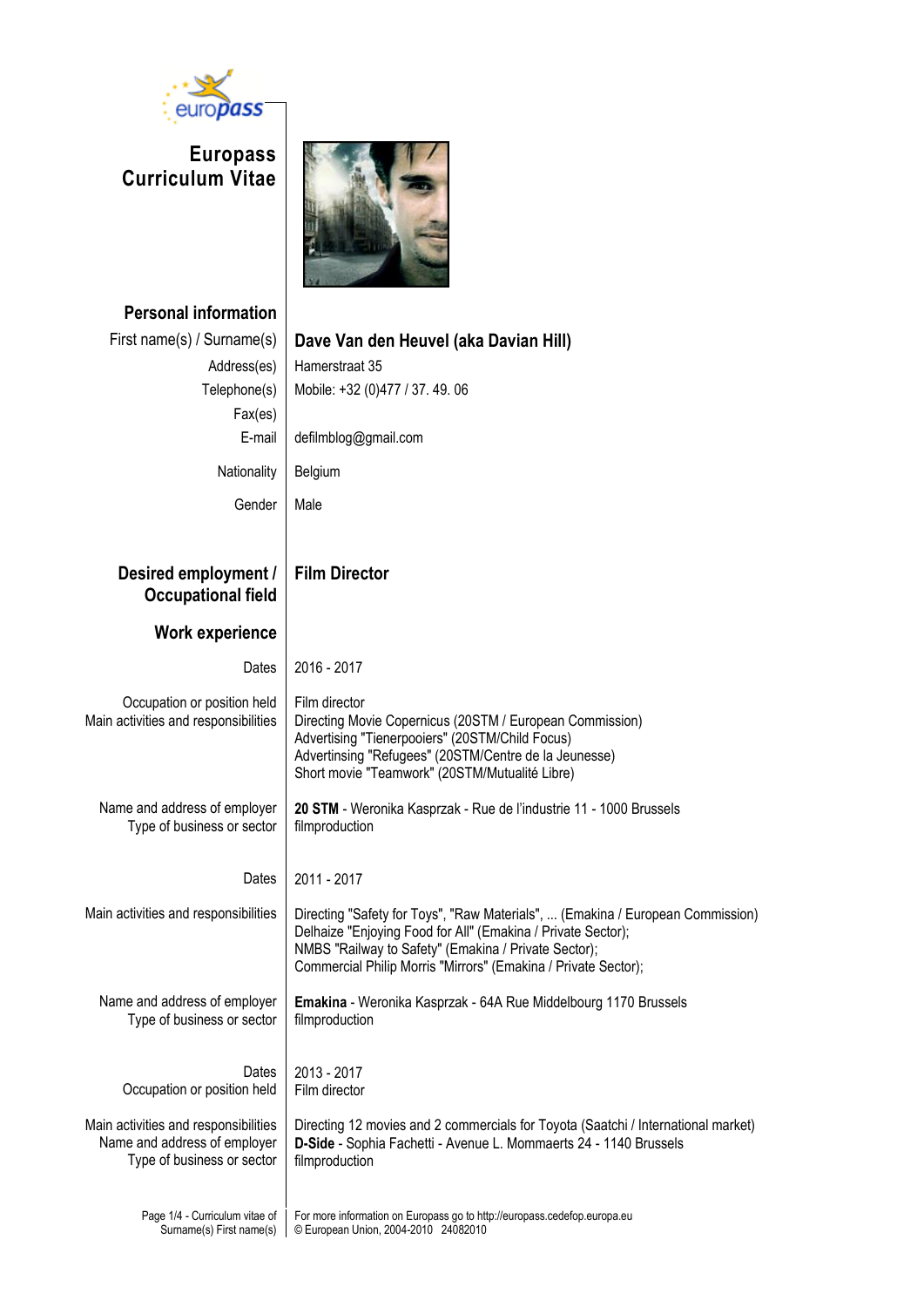# Europass Curriculum Vitae

## Personal information

| | |
|---|---|
| First name(s) / Surname(s) | **Dave Van den Heuvel (aka Davian Hill)** |
| Address(es) | Hamerstraat 35 |
| Telephone(s) | Mobile: +32 (0)477 / 37. 49. 06 |
| Fax(es) | |
| E-mail | defilmblog@gmail.com |
| Nationality | Belgium |
| Gender | Male |

## Desired employment / Occupational field

**Film Director**

## Work experience

| | |
|---|---|
| Dates | 2016 - 2017 |
| Occupation or position held | Film director |
| Main activities and responsibilities | Directing Movie Copernicus (20STM / European Commission)<br>Advertising "Tienerpooiers" (20STM/Child Focus)<br>Advertinsing "Refugees" (20STM/Centre de la Jeunesse)<br>Short movie "Teamwork" (20STM/Mutualité Libre) |
| Name and address of employer | **20 STM** - Weronika Kasprzak - Rue de l'industrie 11 - 1000 Brussels |
| Type of business or sector | filmproduction |

| | |
|---|---|
| Dates | 2011 - 2017 |
| Main activities and responsibilities | Directing "Safety for Toys", "Raw Materials", ... (Emakina / European Commission)<br>Delhaize "Enjoying Food for All" (Emakina / Private Sector);<br>NMBS "Railway to Safety" (Emakina / Private Sector);<br>Commercial Philip Morris "Mirrors" (Emakina / Private Sector); |
| Name and address of employer | **Emakina** - Weronika Kasprzak - 64A Rue Middelbourg 1170 Brussels |
| Type of business or sector | filmproduction |

| | |
|---|---|
| Dates | 2013 - 2017 |
| Occupation or position held | Film director |
| Main activities and responsibilities | Directing 12 movies and 2 commercials for Toyota (Saatchi / International market) |
| Name and address of employer | **D-Side** - Sophia Fachetti - Avenue L. Mommaerts 24 - 1140 Brussels |
| Type of business or sector | filmproduction |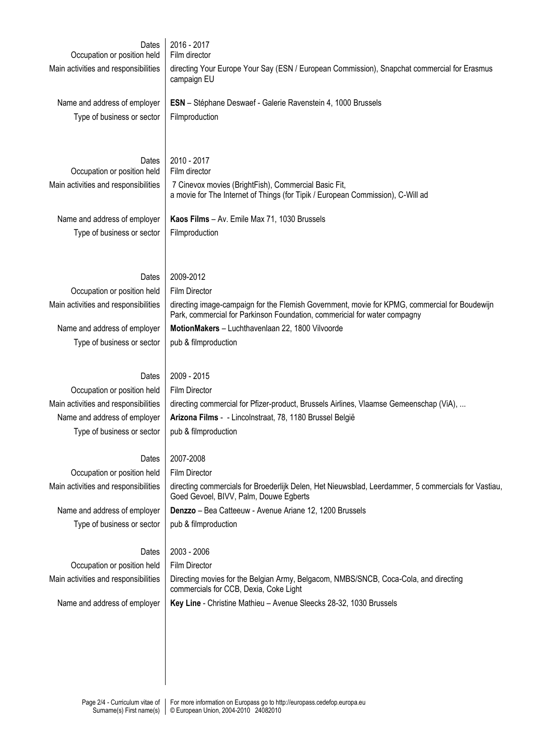| | |
|---|---|
| Dates | 2016 - 2017 |
| Occupation or position held | Film director |
| Main activities and responsibilities | directing Your Europe Your Say (ESN / European Commission), Snapchat commercial for Erasmus campaign EU |
| Name and address of employer | **ESN** – Stéphane Deswaef - Galerie Ravenstein 4, 1000 Brussels |
| Type of business or sector | Filmproduction |
| | |
| Dates | 2010 - 2017 |
| Occupation or position held | Film director |
| Main activities and responsibilities | 7 Cinevox movies (BrightFish), Commercial Basic Fit, a movie for The Internet of Things (for Tipik / European Commission), C-Will ad |
| Name and address of employer | **Kaos Films** – Av. Emile Max 71, 1030 Brussels |
| Type of business or sector | Filmproduction |
| | |
| Dates | 2009-2012 |
| Occupation or position held | Film Director |
| Main activities and responsibilities | directing image-campaign for the Flemish Government, movie for KPMG, commercial for Boudewijn Park, commercial for Parkinson Foundation, commericial for water compagny |
| Name and address of employer | **MotionMakers** – Luchthavenlaan 22, 1800 Vilvoorde |
| Type of business or sector | pub & filmproduction |
| | |
| Dates | 2009 - 2015 |
| Occupation or position held | Film Director |
| Main activities and responsibilities | directing commercial for Pfizer-product, Brussels Airlines, Vlaamse Gemeenschap (ViA), ... |
| Name and address of employer | **Arizona Films** - - Lincolnstraat, 78, 1180 Brussel België |
| Type of business or sector | pub & filmproduction |
| | |
| Dates | 2007-2008 |
| Occupation or position held | Film Director |
| Main activities and responsibilities | directing commercials for Broederlijk Delen, Het Nieuwsblad, Leerdammer, 5 commercials for Vastiau, Goed Gevoel, BIVV, Palm, Douwe Egberts |
| Name and address of employer | **Denzzo** – Bea Catteeuw - Avenue Ariane 12, 1200 Brussels |
| Type of business or sector | pub & filmproduction |
| | |
| Dates | 2003 - 2006 |
| Occupation or position held | Film Director |
| Main activities and responsibilities | Directing movies for the Belgian Army, Belgacom, NMBS/SNCB, Coca-Cola, and directing commercials for CCB, Dexia, Coke Light |
| Name and address of employer | **Key Line** - Christine Mathieu – Avenue Sleecks 28-32, 1030 Brussels |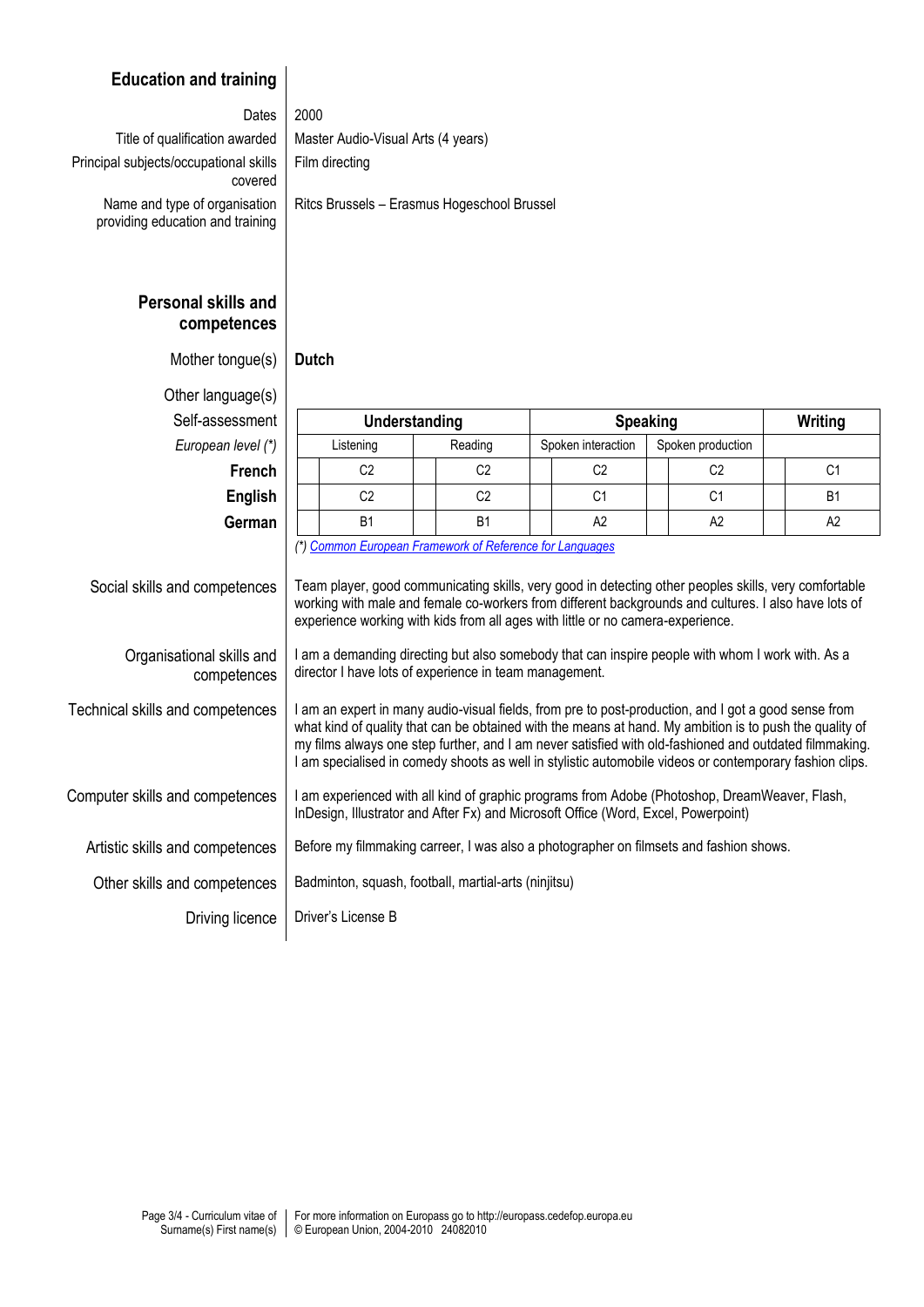## Education and training

**Dates:** 2000

**Title of qualification awarded:** Master Audio-Visual Arts (4 years)

**Principal subjects/occupational skills covered:** Film directing

**Name and type of organisation providing education and training:** Ritcs Brussels – Erasmus Hogeschool Brussel

## Personal skills and competences

**Mother tongue(s):** **Dutch**

**Other language(s)**

| Self-assessment | Understanding | | Speaking | | Writing |
|---|---|---|---|---|---|
| *European level (\*)* | Listening | Reading | Spoken interaction | Spoken production | |
| **French** | C2 | C2 | C2 | C2 | C1 |
| **English** | C2 | C2 | C1 | C1 | B1 |
| **German** | B1 | B1 | A2 | A2 | A2 |

*(\*) Common European Framework of Reference for Languages*

**Social skills and competences:** Team player, good communicating skills, very good in detecting other peoples skills, very comfortable working with male and female co-workers from different backgrounds and cultures. I also have lots of experience working with kids from all ages with little or no camera-experience.

**Organisational skills and competences:** I am a demanding directing but also somebody that can inspire people with whom I work with. As a director I have lots of experience in team management.

**Technical skills and competences:** I am an expert in many audio-visual fields, from pre to post-production, and I got a good sense from what kind of quality that can be obtained with the means at hand. My ambition is to push the quality of my films always one step further, and I am never satisfied with old-fashioned and outdated filmmaking. I am specialised in comedy shoots as well in stylistic automobile videos or contemporary fashion clips.

**Computer skills and competences:** I am experienced with all kind of graphic programs from Adobe (Photoshop, DreamWeaver, Flash, InDesign, Illustrator and After Fx) and Microsoft Office (Word, Excel, Powerpoint)

**Artistic skills and competences:** Before my filmmaking carreer, I was also a photographer on filmsets and fashion shows.

**Other skills and competences:** Badminton, squash, football, martial-arts (ninjitsu)

**Driving licence:** Driver's License B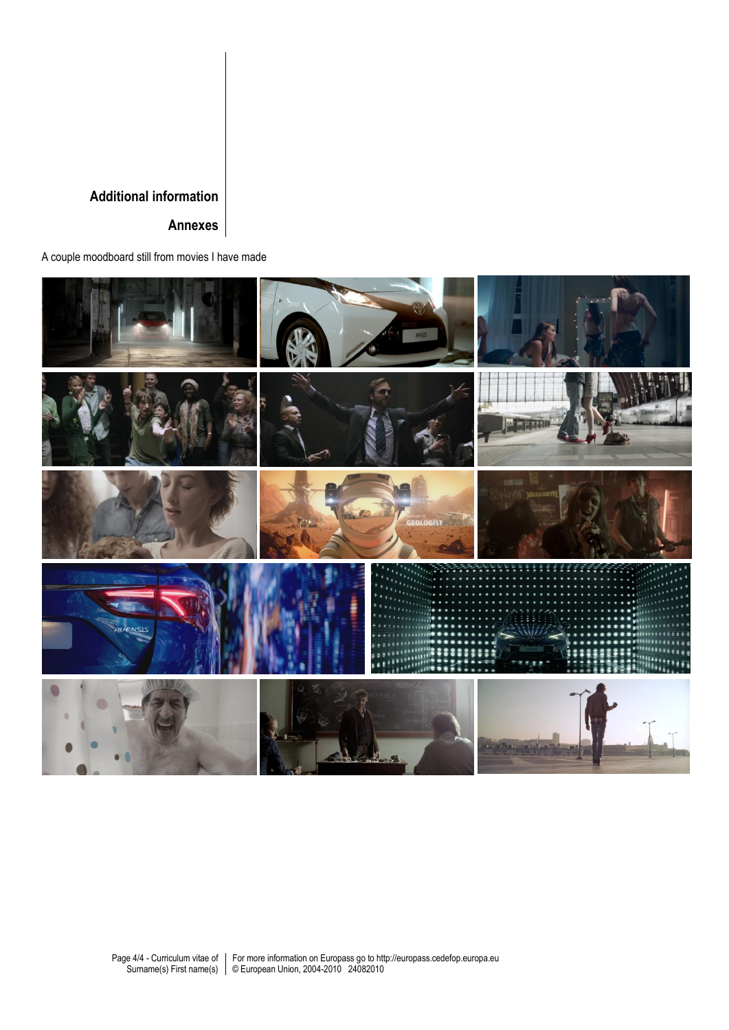**Additional information**

**Annexes**

A couple moodboard still from movies I have made